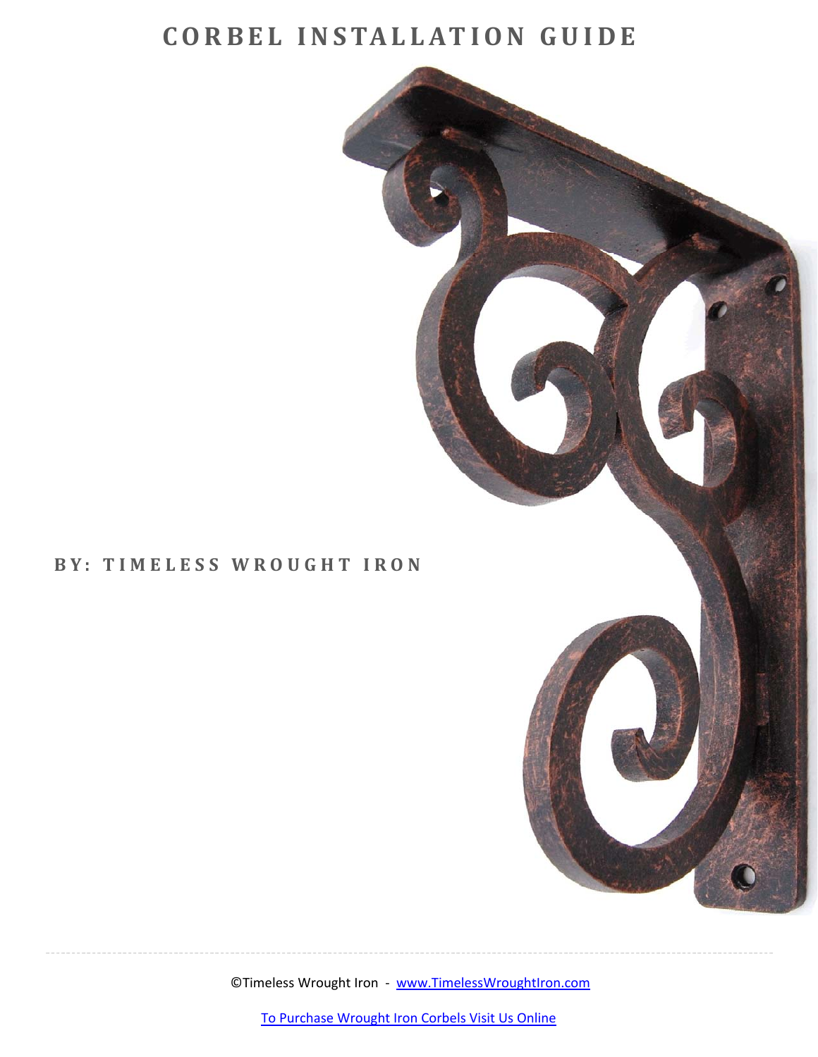# CORBEL INSTALLATION GUIDE

**BY: TIMELESS WROUGHT IRON**

©Timeless Wrought Iron - [www.TimelessWroughtIron.com](http://www.TimelessWroughtIron.com)

[To Purchase Wrought Iron Corbels Visit Us Online](http://www.TimelessWroughtIron.com)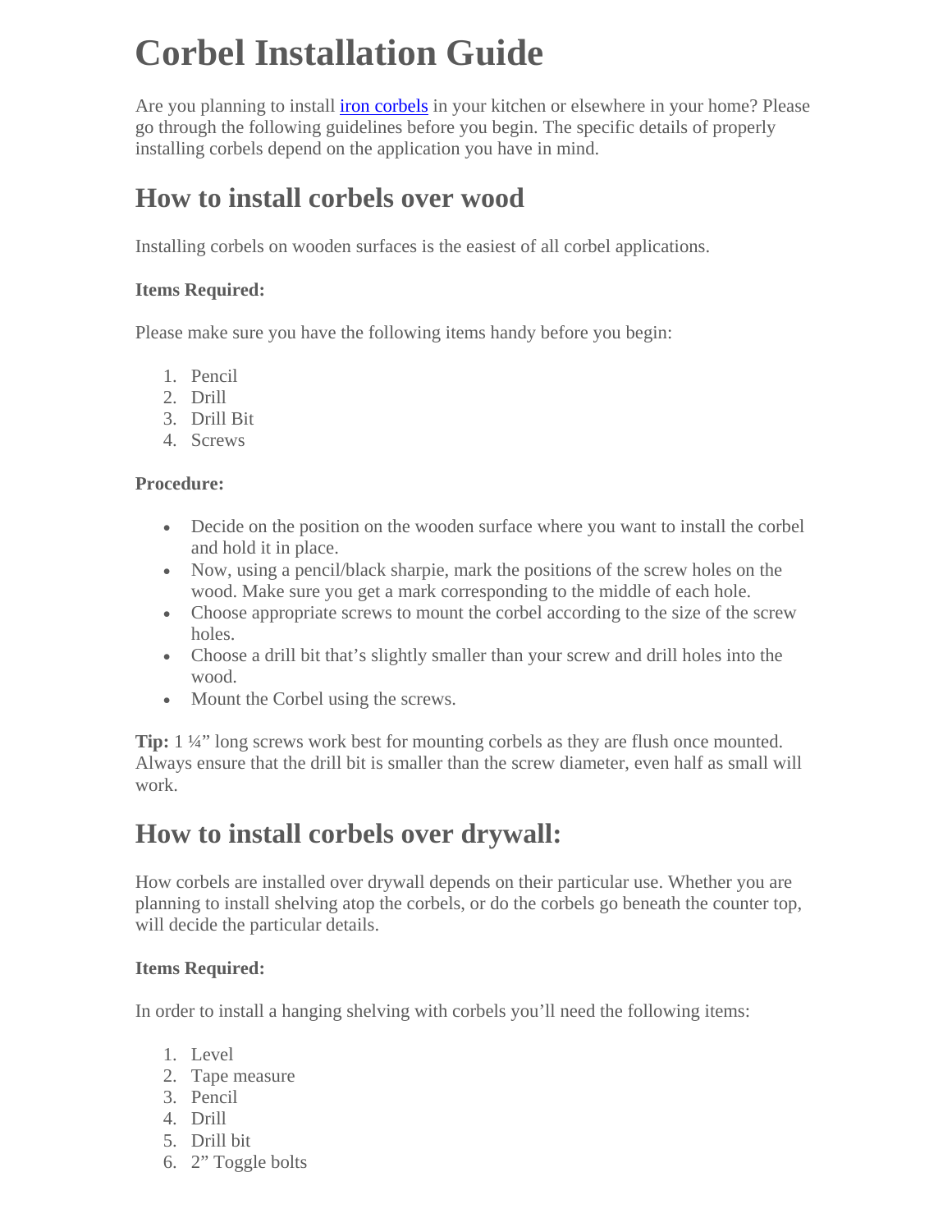# Corbel Installation Guide

Are you planning to install [iron corbels](#) in your kitchen or elsewhere in your home? Please go through the following guidelines before you begin. The specific details of properly installing corbels depend on the application you have in mind.

## How to install corbels over wood

Installing corbels on wooden surfaces is the easiest of all corbel applications.

**Items Required:**

Please make sure you have the following items handy before you begin:

1. Pencil
2. Drill
3. Drill Bit
4. Screws

**Procedure:**

- Decide on the position on the wooden surface where you want to install the corbel and hold it in place.
- Now, using a pencil/black sharpie, mark the positions of the screw holes on the wood. Make sure you get a mark corresponding to the middle of each hole.
- Choose appropriate screws to mount the corbel according to the size of the screw holes.
- Choose a drill bit that's slightly smaller than your screw and drill holes into the wood.
- Mount the Corbel using the screws.

**Tip:** 1 ¼" long screws work best for mounting corbels as they are flush once mounted. Always ensure that the drill bit is smaller than the screw diameter, even half as small will work.

## How to install corbels over drywall:

How corbels are installed over drywall depends on their particular use. Whether you are planning to install shelving atop the corbels, or do the corbels go beneath the counter top, will decide the particular details.

**Items Required:**

In order to install a hanging shelving with corbels you'll need the following items:

1. Level
2. Tape measure
3. Pencil
4. Drill
5. Drill bit
6. 2" Toggle bolts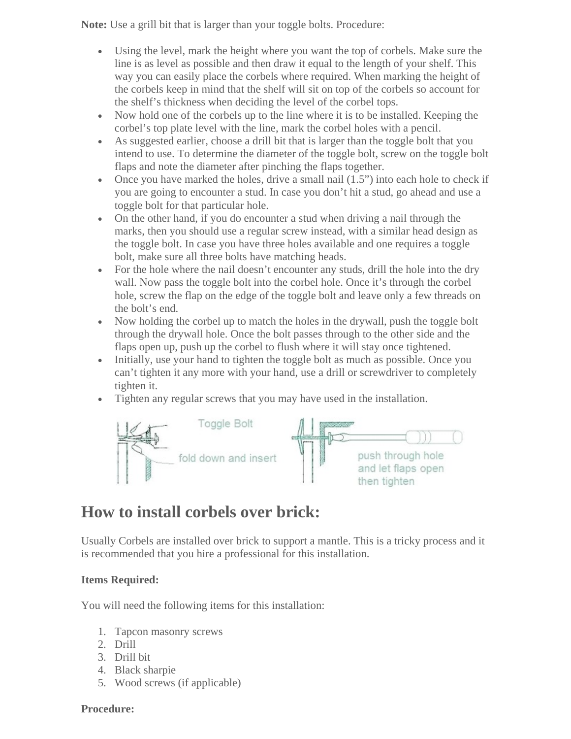**Note:** Use a grill bit that is larger than your toggle bolts. Procedure:

- Using the level, mark the height where you want the top of corbels. Make sure the line is as level as possible and then draw it equal to the length of your shelf. This way you can easily place the corbels where required. When marking the height of the corbels keep in mind that the shelf will sit on top of the corbels so account for the shelf's thickness when deciding the level of the corbel tops.
- Now hold one of the corbels up to the line where it is to be installed. Keeping the corbel's top plate level with the line, mark the corbel holes with a pencil.
- As suggested earlier, choose a drill bit that is larger than the toggle bolt that you intend to use. To determine the diameter of the toggle bolt, screw on the toggle bolt flaps and note the diameter after pinching the flaps together.
- Once you have marked the holes, drive a small nail (1.5") into each hole to check if you are going to encounter a stud. In case you don't hit a stud, go ahead and use a toggle bolt for that particular hole.
- On the other hand, if you do encounter a stud when driving a nail through the marks, then you should use a regular screw instead, with a similar head design as the toggle bolt. In case you have three holes available and one requires a toggle bolt, make sure all three bolts have matching heads.
- For the hole where the nail doesn't encounter any studs, drill the hole into the dry wall. Now pass the toggle bolt into the corbel hole. Once it's through the corbel hole, screw the flap on the edge of the toggle bolt and leave only a few threads on the bolt's end.
- Now holding the corbel up to match the holes in the drywall, push the toggle bolt through the drywall hole. Once the bolt passes through to the other side and the flaps open up, push up the corbel to flush where it will stay once tightened.
- Initially, use your hand to tighten the toggle bolt as much as possible. Once you can't tighten it any more with your hand, use a drill or screwdriver to completely tighten it.
- Tighten any regular screws that you may have used in the installation.

Toggle Bolt

fold down and insert

push through hole and let flaps open then tighten

## How to install corbels over brick:

Usually Corbels are installed over brick to support a mantle. This is a tricky process and it is recommended that you hire a professional for this installation.

**Items Required:**

You will need the following items for this installation:

1. Tapcon masonry screws
2. Drill
3. Drill bit
4. Black sharpie
5. Wood screws (if applicable)

**Procedure:**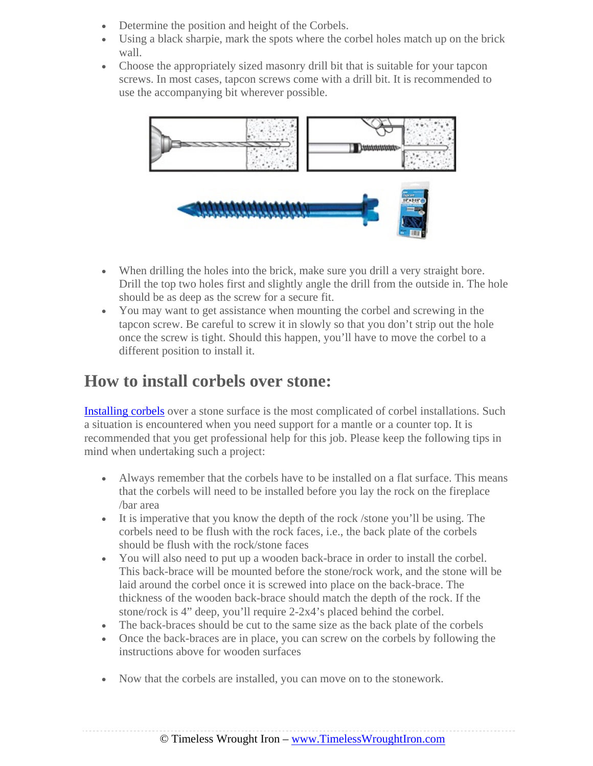- Determine the position and height of the Corbels.
- Using a black sharpie, mark the spots where the corbel holes match up on the brick wall.
- Choose the appropriately sized masonry drill bit that is suitable for your tapcon screws. In most cases, tapcon screws come with a drill bit. It is recommended to use the accompanying bit wherever possible.

- When drilling the holes into the brick, make sure you drill a very straight bore. Drill the top two holes first and slightly angle the drill from the outside in. The hole should be as deep as the screw for a secure fit.
- You may want to get assistance when mounting the corbel and screwing in the tapcon screw. Be careful to screw it in slowly so that you don't strip out the hole once the screw is tight. Should this happen, you'll have to move the corbel to a different position to install it.

## How to install corbels over stone:

Installing corbels over a stone surface is the most complicated of corbel installations. Such a situation is encountered when you need support for a mantle or a counter top. It is recommended that you get professional help for this job. Please keep the following tips in mind when undertaking such a project:

- Always remember that the corbels have to be installed on a flat surface. This means that the corbels will need to be installed before you lay the rock on the fireplace /bar area
- It is imperative that you know the depth of the rock /stone you'll be using. The corbels need to be flush with the rock faces, i.e., the back plate of the corbels should be flush with the rock/stone faces
- You will also need to put up a wooden back-brace in order to install the corbel. This back-brace will be mounted before the stone/rock work, and the stone will be laid around the corbel once it is screwed into place on the back-brace. The thickness of the wooden back-brace should match the depth of the rock. If the stone/rock is 4" deep, you'll require 2-2x4's placed behind the corbel.
- The back-braces should be cut to the same size as the back plate of the corbels
- Once the back-braces are in place, you can screw on the corbels by following the instructions above for wooden surfaces

- Now that the corbels are installed, you can move on to the stonework.

© Timeless Wrought Iron – www.TimelessWroughtIron.com